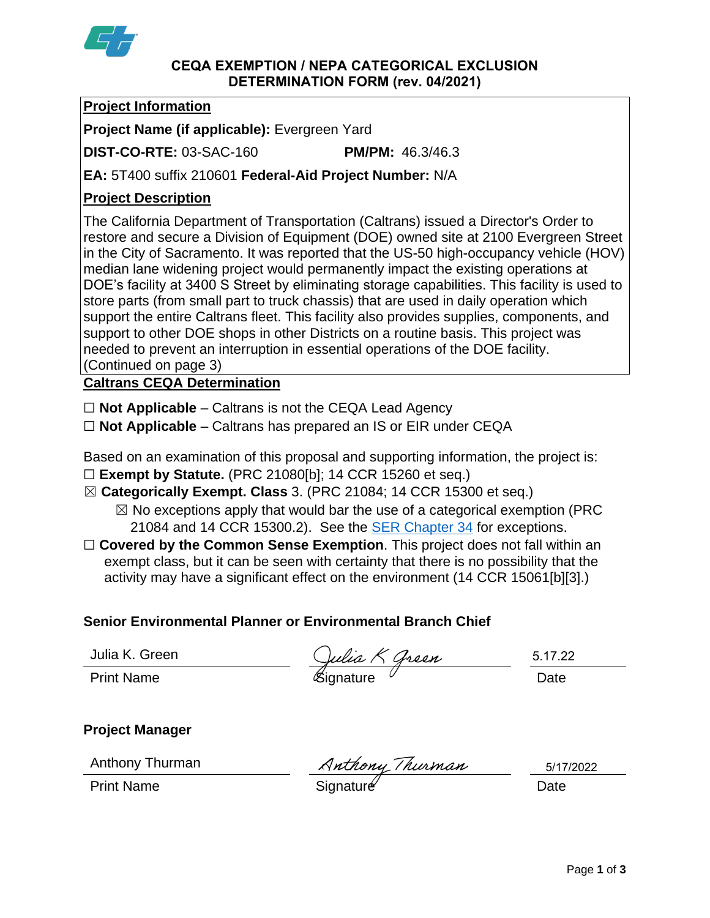# CEQA EXEMPTION / NEPA CATEGORICAL EXCLUSION DETERMINATION FORM (rev. 04/2021)

## Project Information

**Project Name (if applicable):** Evergreen Yard

**DIST-CO-RTE:** 03-SAC-160 **PM/PM:** 46.3/46.3

**EA:** 5T400 suffix 210601 **Federal-Aid Project Number:** N/A

## Project Description

The California Department of Transportation (Caltrans) issued a Director's Order to restore and secure a Division of Equipment (DOE) owned site at 2100 Evergreen Street in the City of Sacramento. It was reported that the US-50 high-occupancy vehicle (HOV) median lane widening project would permanently impact the existing operations at DOE's facility at 3400 S Street by eliminating storage capabilities. This facility is used to store parts (from small part to truck chassis) that are used in daily operation which support the entire Caltrans fleet. This facility also provides supplies, components, and support to other DOE shops in other Districts on a routine basis. This project was needed to prevent an interruption in essential operations of the DOE facility. (Continued on page 3)

## Caltrans CEQA Determination

☐ **Not Applicable** – Caltrans is not the CEQA Lead Agency

☐ **Not Applicable** – Caltrans has prepared an IS or EIR under CEQA

Based on an examination of this proposal and supporting information, the project is:

☐ **Exempt by Statute.** (PRC 21080[b]; 14 CCR 15260 et seq.)

☒ **Categorically Exempt. Class** 3. (PRC 21084; 14 CCR 15300 et seq.)

☒ No exceptions apply that would bar the use of a categorical exemption (PRC 21084 and 14 CCR 15300.2). See the SER Chapter 34 for exceptions.

☐ **Covered by the Common Sense Exemption**. This project does not fall within an exempt class, but it can be seen with certainty that there is no possibility that the activity may have a significant effect on the environment (14 CCR 15061[b][3].)

### Senior Environmental Planner or Environmental Branch Chief

| Print Name | Signature | Date |
|---|---|---|
| Julia K. Green | Julia K Green | 5.17.22 |

### Project Manager

| Print Name | Signature | Date |
|---|---|---|
| Anthony Thurman | Anthony Thurman | 5/17/2022 |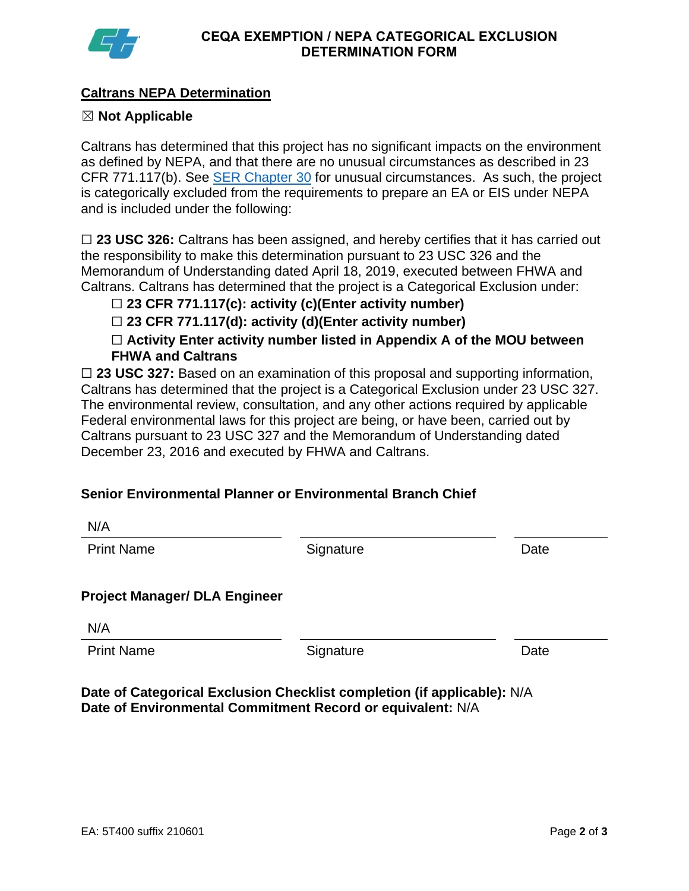# CEQA EXEMPTION / NEPA CATEGORICAL EXCLUSION DETERMINATION FORM

## Caltrans NEPA Determination

☒ **Not Applicable**

Caltrans has determined that this project has no significant impacts on the environment as defined by NEPA, and that there are no unusual circumstances as described in 23 CFR 771.117(b). See [SER Chapter 30]() for unusual circumstances. As such, the project is categorically excluded from the requirements to prepare an EA or EIS under NEPA and is included under the following:

☐ **23 USC 326:** Caltrans has been assigned, and hereby certifies that it has carried out the responsibility to make this determination pursuant to 23 USC 326 and the Memorandum of Understanding dated April 18, 2019, executed between FHWA and Caltrans. Caltrans has determined that the project is a Categorical Exclusion under:

- ☐ **23 CFR 771.117(c): activity (c)(Enter activity number)**
- ☐ **23 CFR 771.117(d): activity (d)(Enter activity number)**
- ☐ **Activity Enter activity number listed in Appendix A of the MOU between FHWA and Caltrans**

☐ **23 USC 327:** Based on an examination of this proposal and supporting information, Caltrans has determined that the project is a Categorical Exclusion under 23 USC 327. The environmental review, consultation, and any other actions required by applicable Federal environmental laws for this project are being, or have been, carried out by Caltrans pursuant to 23 USC 327 and the Memorandum of Understanding dated December 23, 2016 and executed by FHWA and Caltrans.

**Senior Environmental Planner or Environmental Branch Chief**

| N/A | | |
|---|---|---|
| Print Name | Signature | Date |

**Project Manager/ DLA Engineer**

| N/A | | |
|---|---|---|
| Print Name | Signature | Date |

**Date of Categorical Exclusion Checklist completion (if applicable):** N/A
**Date of Environmental Commitment Record or equivalent:** N/A

EA: 5T400 suffix 210601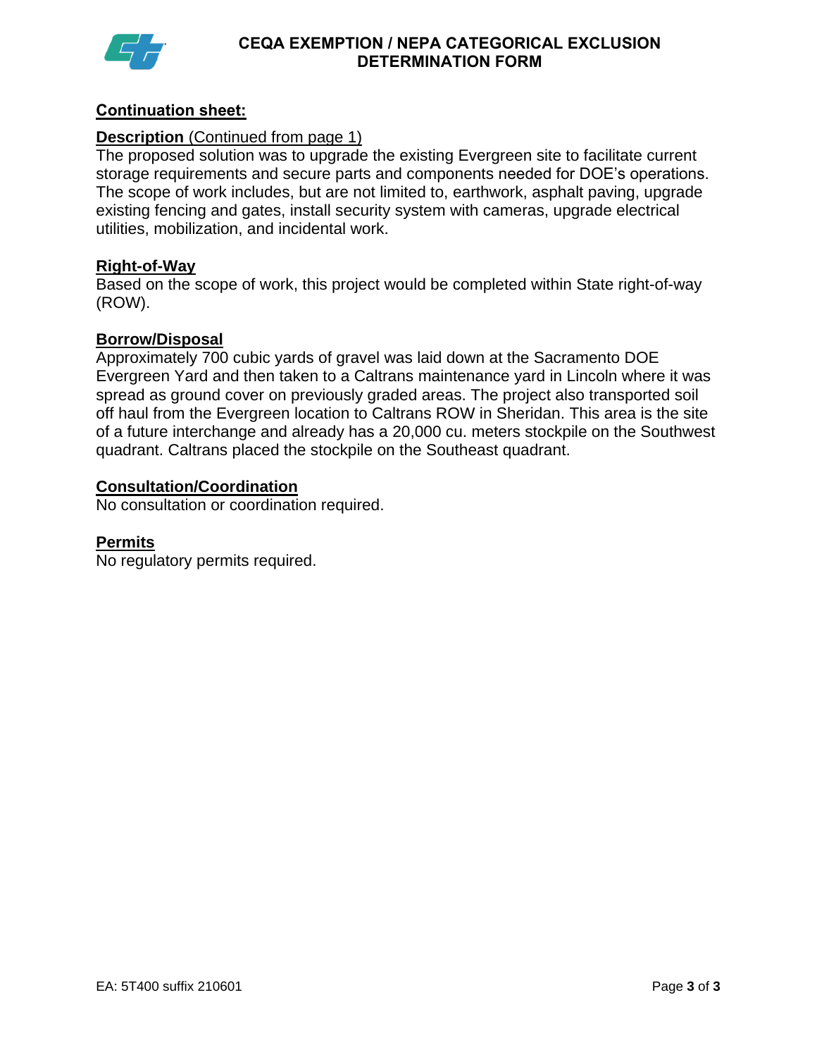# CEQA EXEMPTION / NEPA CATEGORICAL EXCLUSION DETERMINATION FORM

## Continuation sheet:

**Description** (Continued from page 1)

The proposed solution was to upgrade the existing Evergreen site to facilitate current storage requirements and secure parts and components needed for DOE's operations. The scope of work includes, but are not limited to, earthwork, asphalt paving, upgrade existing fencing and gates, install security system with cameras, upgrade electrical utilities, mobilization, and incidental work.

**Right-of-Way**

Based on the scope of work, this project would be completed within State right-of-way (ROW).

**Borrow/Disposal**

Approximately 700 cubic yards of gravel was laid down at the Sacramento DOE Evergreen Yard and then taken to a Caltrans maintenance yard in Lincoln where it was spread as ground cover on previously graded areas. The project also transported soil off haul from the Evergreen location to Caltrans ROW in Sheridan. This area is the site of a future interchange and already has a 20,000 cu. meters stockpile on the Southwest quadrant. Caltrans placed the stockpile on the Southeast quadrant.

**Consultation/Coordination**

No consultation or coordination required.

**Permits**

No regulatory permits required.

EA: 5T400 suffix 210601